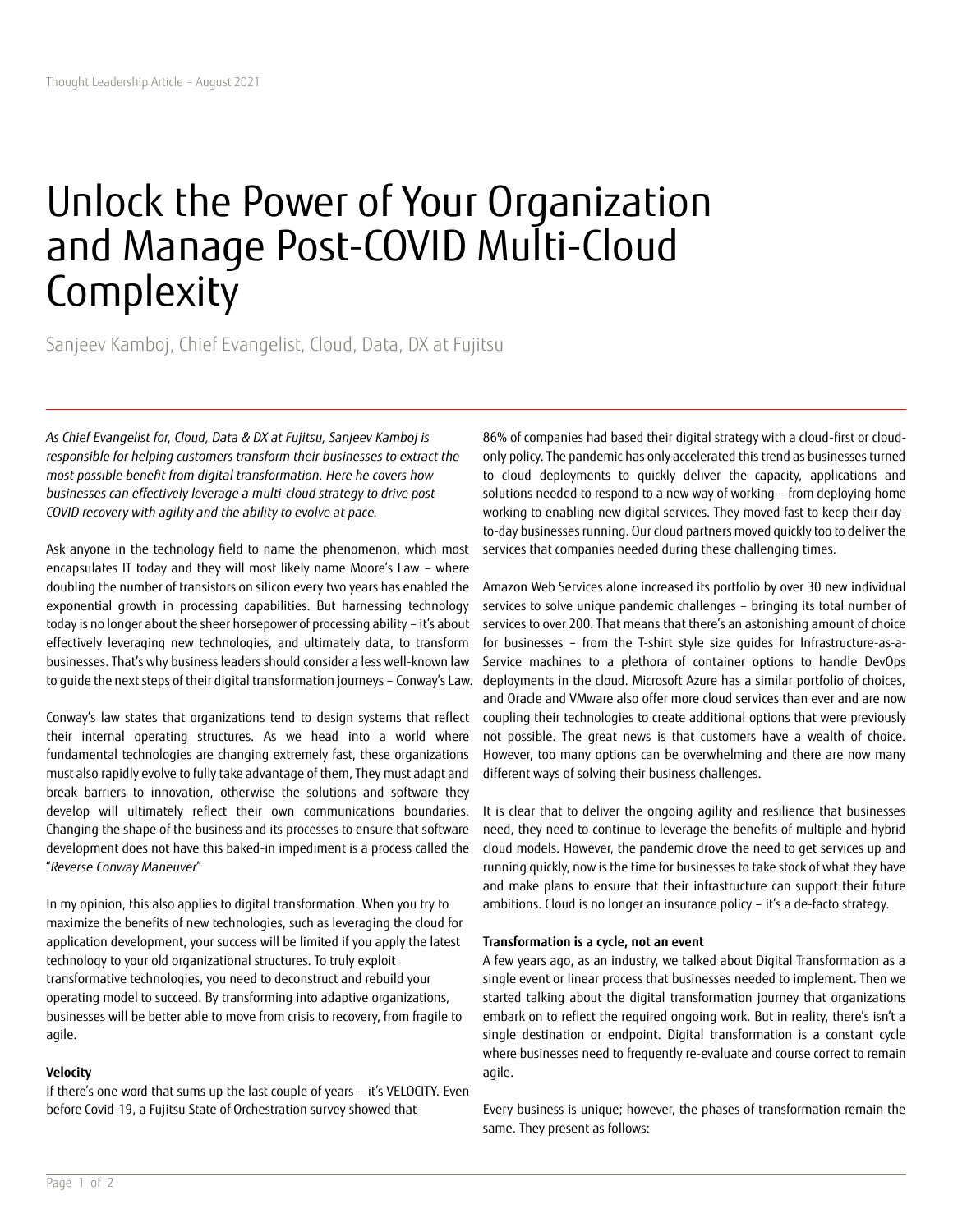Thought Leadership Article – August 2021

# Unlock the Power of Your Organization and Manage Post-COVID Multi-Cloud Complexity

Sanjeev Kamboj, Chief Evangelist, Cloud, Data, DX at Fujitsu

*As Chief Evangelist for, Cloud, Data & DX at Fujitsu, Sanjeev Kamboj is responsible for helping customers transform their businesses to extract the most possible benefit from digital transformation. Here he covers how businesses can effectively leverage a multi-cloud strategy to drive post-COVID recovery with agility and the ability to evolve at pace.*

Ask anyone in the technology field to name the phenomenon, which most encapsulates IT today and they will most likely name Moore's Law – where doubling the number of transistors on silicon every two years has enabled the exponential growth in processing capabilities. But harnessing technology today is no longer about the sheer horsepower of processing ability – it's about effectively leveraging new technologies, and ultimately data, to transform businesses. That's why business leaders should consider a less well-known law to guide the next steps of their digital transformation journeys – Conway's Law.

Conway's law states that organizations tend to design systems that reflect their internal operating structures. As we head into a world where fundamental technologies are changing extremely fast, these organizations must also rapidly evolve to fully take advantage of them, They must adapt and break barriers to innovation, otherwise the solutions and software they develop will ultimately reflect their own communications boundaries. Changing the shape of the business and its processes to ensure that software development does not have this baked-in impediment is a process called the "*Reverse Conway Maneuver*"

In my opinion, this also applies to digital transformation. When you try to maximize the benefits of new technologies, such as leveraging the cloud for application development, your success will be limited if you apply the latest technology to your old organizational structures. To truly exploit transformative technologies, you need to deconstruct and rebuild your operating model to succeed. By transforming into adaptive organizations, businesses will be better able to move from crisis to recovery, from fragile to agile.

**Velocity**

If there's one word that sums up the last couple of years – it's VELOCITY. Even before Covid-19, a Fujitsu State of Orchestration survey showed that 86% of companies had based their digital strategy with a cloud-first or cloud-only policy. The pandemic has only accelerated this trend as businesses turned to cloud deployments to quickly deliver the capacity, applications and solutions needed to respond to a new way of working – from deploying home working to enabling new digital services. They moved fast to keep their day-to-day businesses running. Our cloud partners moved quickly too to deliver the services that companies needed during these challenging times.

Amazon Web Services alone increased its portfolio by over 30 new individual services to solve unique pandemic challenges – bringing its total number of services to over 200. That means that there's an astonishing amount of choice for businesses – from the T-shirt style size guides for Infrastructure-as-a-Service machines to a plethora of container options to handle DevOps deployments in the cloud. Microsoft Azure has a similar portfolio of choices, and Oracle and VMware also offer more cloud services than ever and are now coupling their technologies to create additional options that were previously not possible. The great news is that customers have a wealth of choice. However, too many options can be overwhelming and there are now many different ways of solving their business challenges.

It is clear that to deliver the ongoing agility and resilience that businesses need, they need to continue to leverage the benefits of multiple and hybrid cloud models. However, the pandemic drove the need to get services up and running quickly, now is the time for businesses to take stock of what they have and make plans to ensure that their infrastructure can support their future ambitions. Cloud is no longer an insurance policy – it's a de-facto strategy.

**Transformation is a cycle, not an event**

A few years ago, as an industry, we talked about Digital Transformation as a single event or linear process that businesses needed to implement. Then we started talking about the digital transformation journey that organizations embark on to reflect the required ongoing work. But in reality, there's isn't a single destination or endpoint. Digital transformation is a constant cycle where businesses need to frequently re-evaluate and course correct to remain agile.

Every business is unique; however, the phases of transformation remain the same. They present as follows: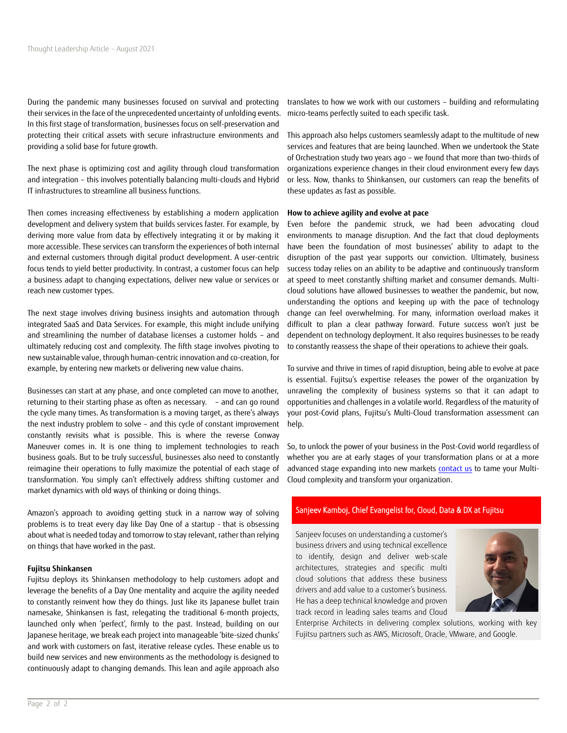During the pandemic many businesses focused on survival and protecting their services in the face of the unprecedented uncertainty of unfolding events. In this first stage of transformation, businesses focus on self-preservation and protecting their critical assets with secure infrastructure environments and providing a solid base for future growth.

The next phase is optimizing cost and agility through cloud transformation and integration – this involves potentially balancing multi-clouds and Hybrid IT infrastructures to streamline all business functions.

Then comes increasing effectiveness by establishing a modern application development and delivery system that builds services faster. For example, by deriving more value from data by effectively integrating it or by making it more accessible. These services can transform the experiences of both internal and external customers through digital product development. A user-centric focus tends to yield better productivity. In contrast, a customer focus can help a business adapt to changing expectations, deliver new value or services or reach new customer types.

The next stage involves driving business insights and automation through integrated SaaS and Data Services. For example, this might include unifying and streamlining the number of database licenses a customer holds – and ultimately reducing cost and complexity. The fifth stage involves pivoting to new sustainable value, through human-centric innovation and co-creation, for example, by entering new markets or delivering new value chains.

Businesses can start at any phase, and once completed can move to another, returning to their starting phase as often as necessary. – and can go round the cycle many times. As transformation is a moving target, as there's always the next industry problem to solve – and this cycle of constant improvement constantly revisits what is possible. This is where the reverse Conway Maneuver comes in. It is one thing to implement technologies to reach business goals. But to be truly successful, businesses also need to constantly reimagine their operations to fully maximize the potential of each stage of transformation. You simply can't effectively address shifting customer and market dynamics with old ways of thinking or doing things.

Amazon's approach to avoiding getting stuck in a narrow way of solving problems is to treat every day like Day One of a startup - that is obsessing about what is needed today and tomorrow to stay relevant, rather than relying on things that have worked in the past.

**Fujitsu Shinkansen**

Fujitsu deploys its Shinkansen methodology to help customers adopt and leverage the benefits of a Day One mentality and acquire the agility needed to constantly reinvent how they do things. Just like its Japanese bullet train namesake, Shinkansen is fast, relegating the traditional 6-month projects, launched only when 'perfect', firmly to the past. Instead, building on our Japanese heritage, we break each project into manageable 'bite-sized chunks' and work with customers on fast, iterative release cycles. These enable us to build new services and new environments as the methodology is designed to continuously adapt to changing demands. This lean and agile approach also translates to how we work with our customers – building and reformulating micro-teams perfectly suited to each specific task.

This approach also helps customers seamlessly adapt to the multitude of new services and features that are being launched. When we undertook the State of Orchestration study two years ago – we found that more than two-thirds of organizations experience changes in their cloud environment every few days or less. Now, thanks to Shinkansen, our customers can reap the benefits of these updates as fast as possible.

**How to achieve agility and evolve at pace**

Even before the pandemic struck, we had been advocating cloud environments to manage disruption. And the fact that cloud deployments have been the foundation of most businesses' ability to adapt to the disruption of the past year supports our conviction. Ultimately, business success today relies on an ability to be adaptive and continuously transform at speed to meet constantly shifting market and consumer demands. Multi-cloud solutions have allowed businesses to weather the pandemic, but now, understanding the options and keeping up with the pace of technology change can feel overwhelming. For many, information overload makes it difficult to plan a clear pathway forward. Future success won't just be dependent on technology deployment. It also requires businesses to be ready to constantly reassess the shape of their operations to achieve their goals.

To survive and thrive in times of rapid disruption, being able to evolve at pace is essential. Fujitsu's expertise releases the power of the organization by unraveling the complexity of business systems so that it can adapt to opportunities and challenges in a volatile world. Regardless of the maturity of your post-Covid plans, Fujitsu's Multi-Cloud transformation assessment can help.

So, to unlock the power of your business in the Post-Covid world regardless of whether you are at early stages of your transformation plans or at a more advanced stage expanding into new markets [contact us] to tame your Multi-Cloud complexity and transform your organization.

**Sanjeev Kamboj, Chief Evangelist for, Cloud, Data & DX at Fujitsu**

Sanjeev focuses on understanding a customer's business drivers and using technical excellence to identify, design and deliver web-scale architectures, strategies and specific multi cloud solutions that address these business drivers and add value to a customer's business. He has a deep technical knowledge and proven track record in leading sales teams and Cloud Enterprise Architects in delivering complex solutions, working with key Fujitsu partners such as AWS, Microsoft, Oracle, VMware, and Google.